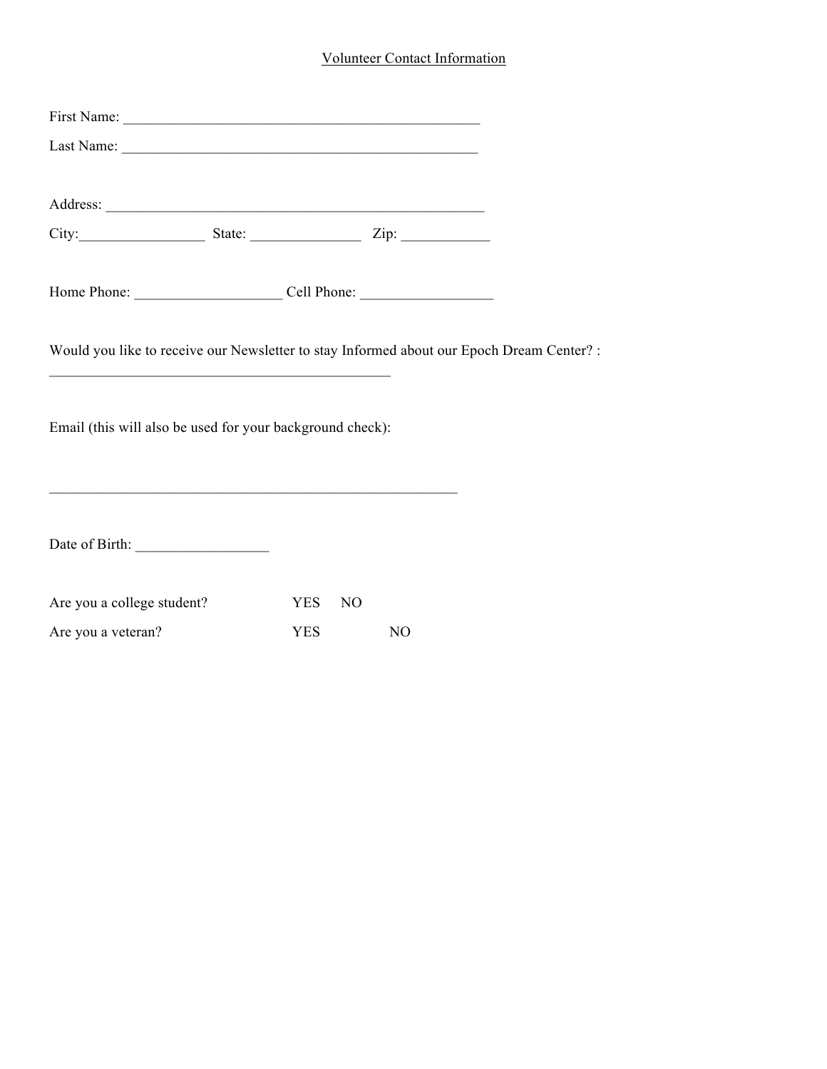Volunteer Contact Information

First Name: _______________________________________________

Last Name: _______________________________________________

Address: ________________________________________________

City:________________ State: ______________ Zip: ___________

Home Phone: __________________ Cell Phone: ________________

Would you like to receive our Newsletter to stay Informed about our Epoch Dream Center? :

___________________________________________

Email (this will also be used for your background check):

____________________________________________________

Date of Birth: _________________

Are you a college student? YES NO

Are you a veteran? YES NO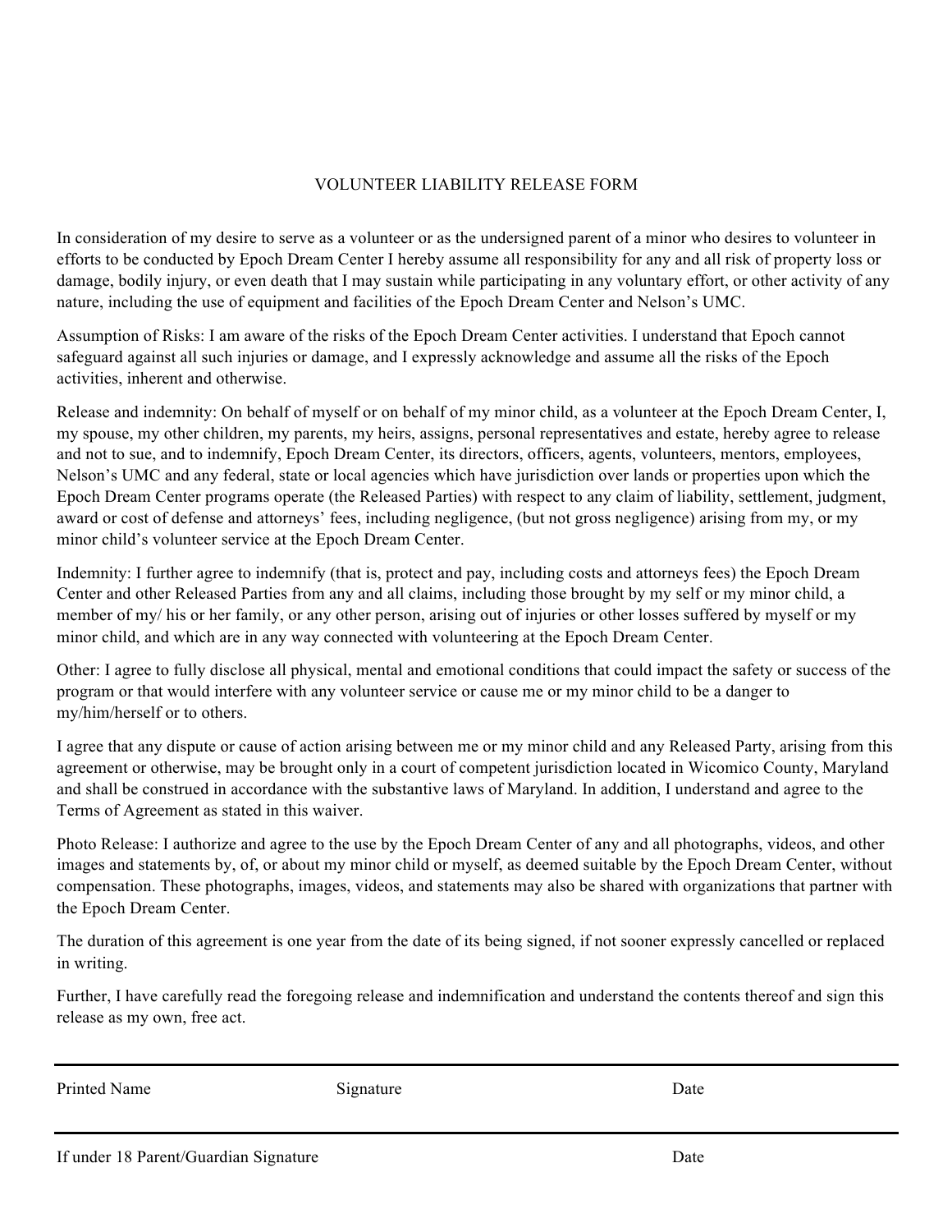# VOLUNTEER LIABILITY RELEASE FORM

In consideration of my desire to serve as a volunteer or as the undersigned parent of a minor who desires to volunteer in efforts to be conducted by Epoch Dream Center I hereby assume all responsibility for any and all risk of property loss or damage, bodily injury, or even death that I may sustain while participating in any voluntary effort, or other activity of any nature, including the use of equipment and facilities of the Epoch Dream Center and Nelson's UMC.

Assumption of Risks: I am aware of the risks of the Epoch Dream Center activities. I understand that Epoch cannot safeguard against all such injuries or damage, and I expressly acknowledge and assume all the risks of the Epoch activities, inherent and otherwise.

Release and indemnity: On behalf of myself or on behalf of my minor child, as a volunteer at the Epoch Dream Center, I, my spouse, my other children, my parents, my heirs, assigns, personal representatives and estate, hereby agree to release and not to sue, and to indemnify, Epoch Dream Center, its directors, officers, agents, volunteers, mentors, employees, Nelson's UMC and any federal, state or local agencies which have jurisdiction over lands or properties upon which the Epoch Dream Center programs operate (the Released Parties) with respect to any claim of liability, settlement, judgment, award or cost of defense and attorneys' fees, including negligence, (but not gross negligence) arising from my, or my minor child's volunteer service at the Epoch Dream Center.

Indemnity: I further agree to indemnify (that is, protect and pay, including costs and attorneys fees) the Epoch Dream Center and other Released Parties from any and all claims, including those brought by my self or my minor child, a member of my/ his or her family, or any other person, arising out of injuries or other losses suffered by myself or my minor child, and which are in any way connected with volunteering at the Epoch Dream Center.

Other: I agree to fully disclose all physical, mental and emotional conditions that could impact the safety or success of the program or that would interfere with any volunteer service or cause me or my minor child to be a danger to my/him/herself or to others.

I agree that any dispute or cause of action arising between me or my minor child and any Released Party, arising from this agreement or otherwise, may be brought only in a court of competent jurisdiction located in Wicomico County, Maryland and shall be construed in accordance with the substantive laws of Maryland. In addition, I understand and agree to the Terms of Agreement as stated in this waiver.

Photo Release: I authorize and agree to the use by the Epoch Dream Center of any and all photographs, videos, and other images and statements by, of, or about my minor child or myself, as deemed suitable by the Epoch Dream Center, without compensation. These photographs, images, videos, and statements may also be shared with organizations that partner with the Epoch Dream Center.

The duration of this agreement is one year from the date of its being signed, if not sooner expressly cancelled or replaced in writing.

Further, I have carefully read the foregoing release and indemnification and understand the contents thereof and sign this release as my own, free act.

---

Printed Name          Signature          Date

---

If under 18 Parent/Guardian Signature          Date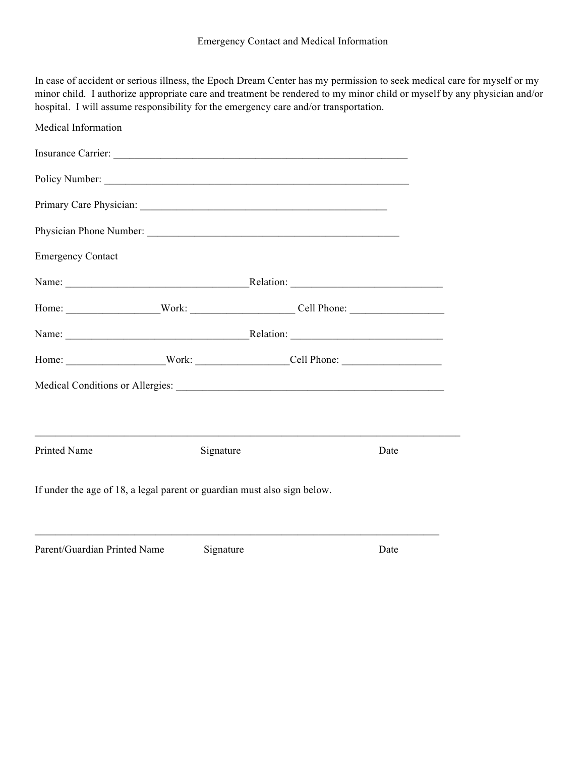# Emergency Contact and Medical Information

In case of accident or serious illness, the Epoch Dream Center has my permission to seek medical care for myself or my minor child. I authorize appropriate care and treatment be rendered to my minor child or myself by any physician and/or hospital. I will assume responsibility for the emergency care and/or transportation.

Medical Information

Insurance Carrier: ___________________________________________________________

Policy Number: ______________________________________________________________

Primary Care Physician: ___________________________________________________

Physician Phone Number: ___________________________________________________

Emergency Contact

Name: ___________________________________Relation: _____________________________

Home: __________________Work: ____________________ Cell Phone: __________________

Name: ___________________________________Relation: _____________________________

Home: ___________________Work: __________________Cell Phone: ___________________

Medical Conditions or Allergies: _____________________________________________________

_____________________________________________________________________________________

Printed Name                    Signature                    Date

If under the age of 18, a legal parent or guardian must also sign below.

_____________________________________________________________________________________

Parent/Guardian Printed Name            Signature                    Date